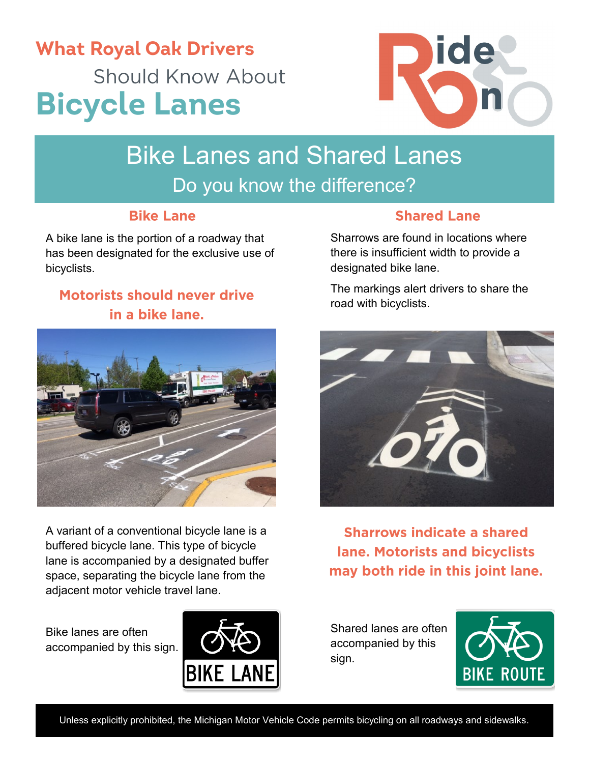# What Royal Oak Drivers Should Know About Bicycle Lanes

## Bike Lanes and Shared Lanes

Do you know the difference?

### Bike Lane

A bike lane is the portion of a roadway that has been designated for the exclusive use of bicyclists.

**Motorists should never drive in a bike lane.**

A variant of a conventional bicycle lane is a buffered bicycle lane. This type of bicycle lane is accompanied by a designated buffer space, separating the bicycle lane from the adjacent motor vehicle travel lane.

Bike lanes are often accompanied by this sign.

BIKE LANE

### Shared Lane

Sharrows are found in locations where there is insufficient width to provide a designated bike lane.

The markings alert drivers to share the road with bicyclists.

**Sharrows indicate a shared lane. Motorists and bicyclists may both ride in this joint lane.**

Shared lanes are often accompanied by this sign.

BIKE ROUTE

Unless explicitly prohibited, the Michigan Motor Vehicle Code permits bicycling on all roadways and sidewalks.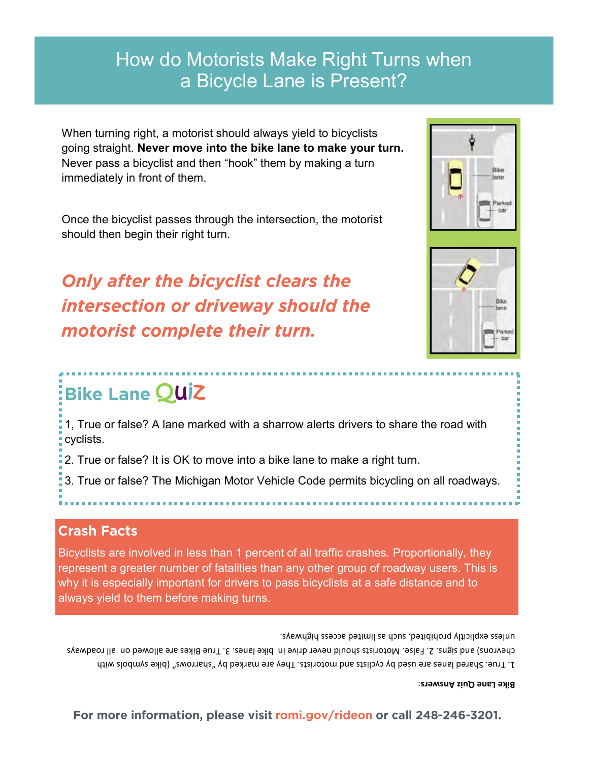# How do Motorists Make Right Turns when a Bicycle Lane is Present?

When turning right, a motorist should always yield to bicyclists going straight. **Never move into the bike lane to make your turn.** Never pass a bicyclist and then "hook" them by making a turn immediately in front of them.

Once the bicyclist passes through the intersection, the motorist should then begin their right turn.

***Only after the bicyclist clears the intersection or driveway should the motorist complete their turn.***

Bike lane
Parked car

Bike lane
Parked car

## Bike Lane Quiz

1, True or false? A lane marked with a sharrow alerts drivers to share the road with cyclists.

2. True or false? It is OK to move into a bike lane to make a right turn.

3. True or false? The Michigan Motor Vehicle Code permits bicycling on all roadways.

## Crash Facts

Bicyclists are involved in less than 1 percent of all traffic crashes. Proportionally, they represent a greater number of fatalities than any other group of roadway users. This is why it is especially important for drivers to pass bicyclists at a safe distance and to always yield to them before making turns.

**Bike Lane Quiz Answers:**

1. True. Shared lanes are used by cyclists and motorists. They are marked by "sharrows" (bike symbols with chevrons) and signs. 2. False. Motorists should never drive in bike lanes. 3. True Bikes are allowed on all roadways unless explicitly prohibited, such as limited access highways.

**For more information, please visit romi.gov/rideon or call 248-246-3201.**